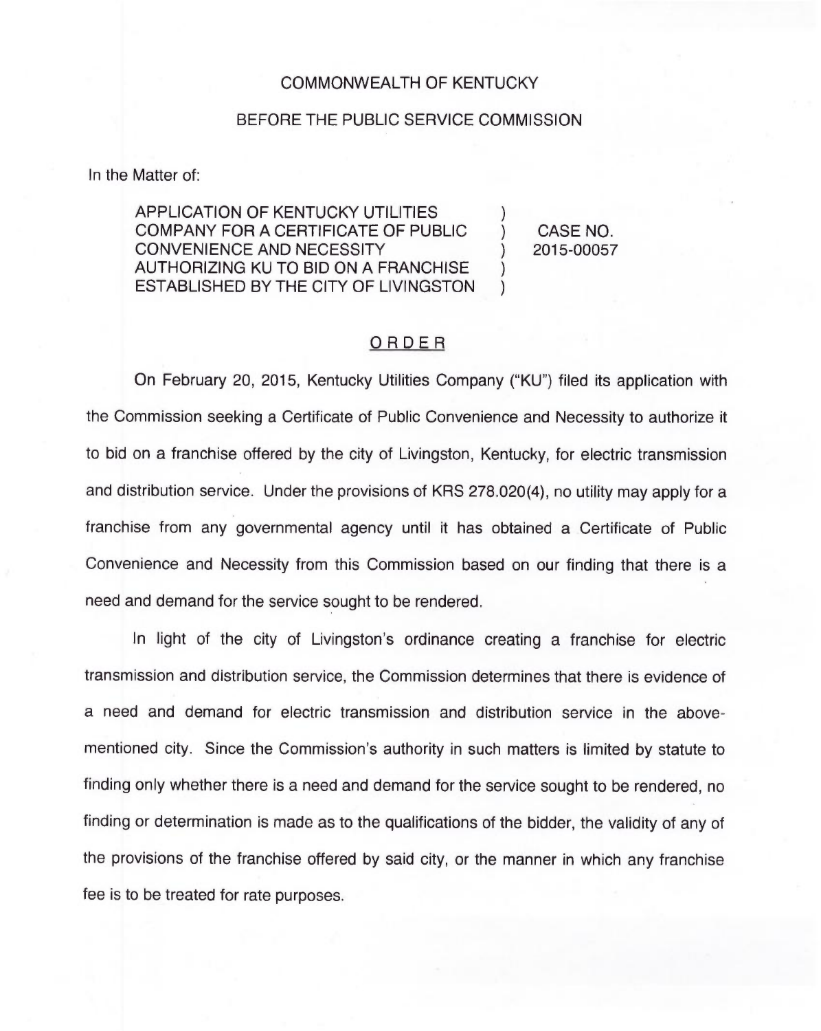COMMONWEALTH OF KENTUCKY

BEFORE THE PUBLIC SERVICE COMMISSION

In the Matter of:

| | | |
|---|---|---|
| APPLICATION OF KENTUCKY UTILITIES COMPANY FOR A CERTIFICATE OF PUBLIC CONVENIENCE AND NECESSITY AUTHORIZING KU TO BID ON A FRANCHISE ESTABLISHED BY THE CITY OF LIVINGSTON | ) ) ) ) ) | CASE NO. 2015-00057 |

## ORDER

On February 20, 2015, Kentucky Utilities Company ("KU") filed its application with the Commission seeking a Certificate of Public Convenience and Necessity to authorize it to bid on a franchise offered by the city of Livingston, Kentucky, for electric transmission and distribution service. Under the provisions of KRS 278.020(4), no utility may apply for a franchise from any governmental agency until it has obtained a Certificate of Public Convenience and Necessity from this Commission based on our finding that there is a need and demand for the service sought to be rendered.

In light of the city of Livingston's ordinance creating a franchise for electric transmission and distribution service, the Commission determines that there is evidence of a need and demand for electric transmission and distribution service in the above-mentioned city. Since the Commission's authority in such matters is limited by statute to finding only whether there is a need and demand for the service sought to be rendered, no finding or determination is made as to the qualifications of the bidder, the validity of any of the provisions of the franchise offered by said city, or the manner in which any franchise fee is to be treated for rate purposes.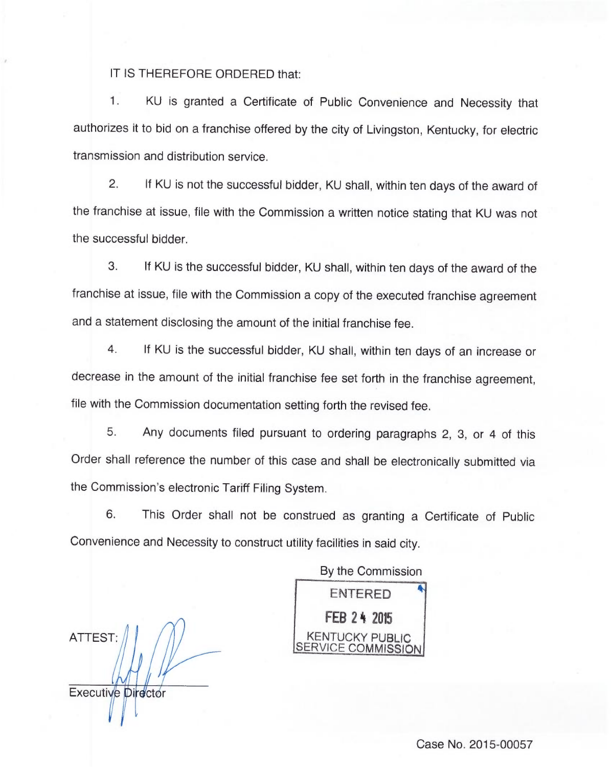IT IS THEREFORE ORDERED that:

1. KU is granted a Certificate of Public Convenience and Necessity that authorizes it to bid on a franchise offered by the city of Livingston, Kentucky, for electric transmission and distribution service.

2. If KU is not the successful bidder, KU shall, within ten days of the award of the franchise at issue, file with the Commission a written notice stating that KU was not the successful bidder.

3. If KU is the successful bidder, KU shall, within ten days of the award of the franchise at issue, file with the Commission a copy of the executed franchise agreement and a statement disclosing the amount of the initial franchise fee.

4. If KU is the successful bidder, KU shall, within ten days of an increase or decrease in the amount of the initial franchise fee set forth in the franchise agreement, file with the Commission documentation setting forth the revised fee.

5. Any documents filed pursuant to ordering paragraphs 2, 3, or 4 of this Order shall reference the number of this case and shall be electronically submitted via the Commission's electronic Tariff Filing System.

6. This Order shall not be construed as granting a Certificate of Public Convenience and Necessity to construct utility facilities in said city.

By the Commission

ENTERED
FEB 24 2015
KENTUCKY PUBLIC
SERVICE COMMISSION

ATTEST:

Executive Director

Case No. 2015-00057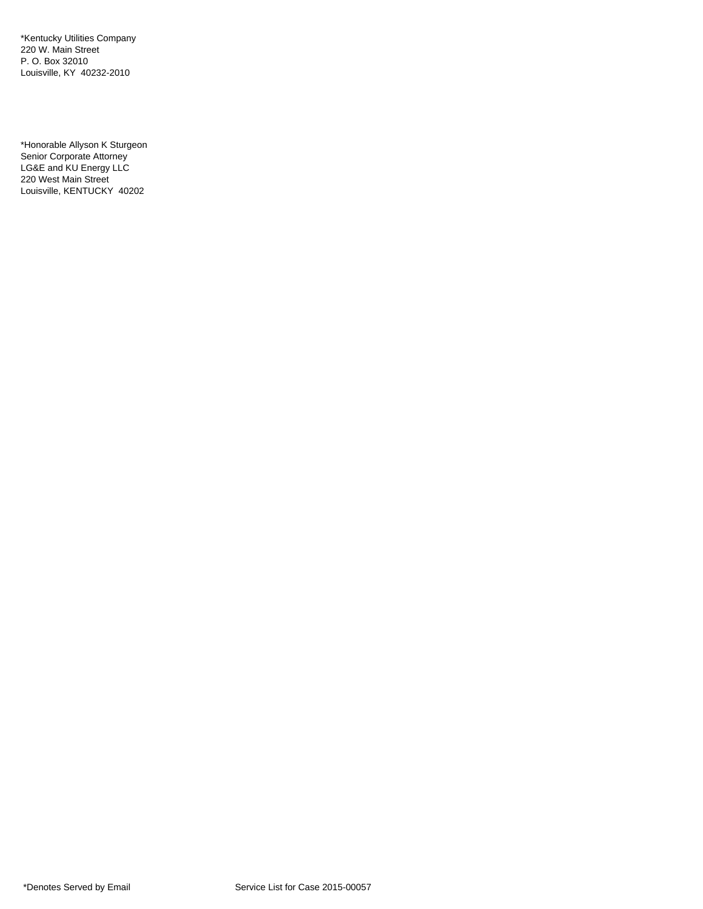*Kentucky Utilities Company
220 W. Main Street
P. O. Box 32010
Louisville, KY 40232-2010

*Honorable Allyson K Sturgeon
Senior Corporate Attorney
LG&E and KU Energy LLC
220 West Main Street
Louisville, KENTUCKY 40202

*Denotes Served by Email

Service List for Case 2015-00057